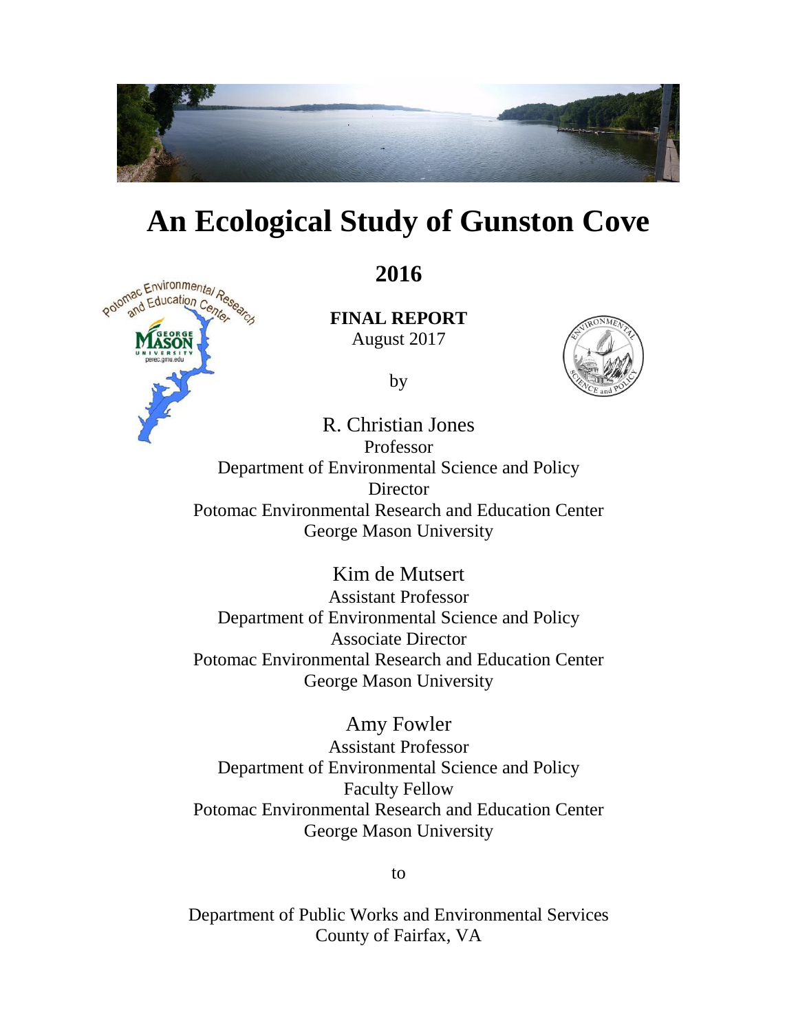# An Ecological Study of Gunston Cove

## 2016

**FINAL REPORT**
August 2017

by

R. Christian Jones
Professor
Department of Environmental Science and Policy
Director
Potomac Environmental Research and Education Center
George Mason University

Kim de Mutsert
Assistant Professor
Department of Environmental Science and Policy
Associate Director
Potomac Environmental Research and Education Center
George Mason University

Amy Fowler
Assistant Professor
Department of Environmental Science and Policy
Faculty Fellow
Potomac Environmental Research and Education Center
George Mason University

to

Department of Public Works and Environmental Services
County of Fairfax, VA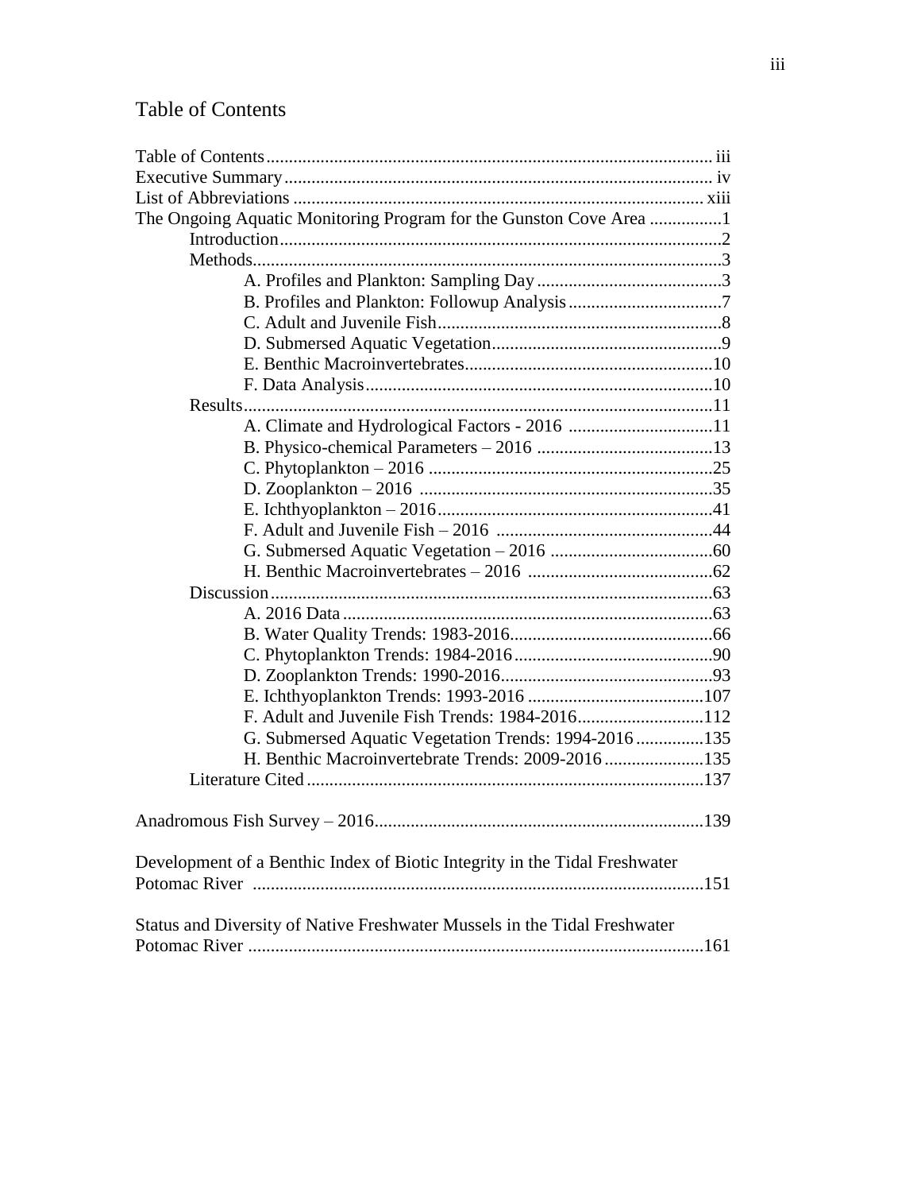# Table of Contents

- Table of Contents ........ iii
- Executive Summary ........ iv
- List of Abbreviations ........ xiii
- The Ongoing Aquatic Monitoring Program for the Gunston Cove Area ........ 1
  - Introduction ........ 2
  - Methods ........ 3
    - A. Profiles and Plankton: Sampling Day ........ 3
    - B. Profiles and Plankton: Followup Analysis ........ 7
    - C. Adult and Juvenile Fish ........ 8
    - D. Submersed Aquatic Vegetation ........ 9
    - E. Benthic Macroinvertebrates ........ 10
    - F. Data Analysis ........ 10
  - Results ........ 11
    - A. Climate and Hydrological Factors - 2016 ........ 11
    - B. Physico-chemical Parameters – 2016 ........ 13
    - C. Phytoplankton – 2016 ........ 25
    - D. Zooplankton – 2016 ........ 35
    - E. Ichthyoplankton – 2016 ........ 41
    - F. Adult and Juvenile Fish – 2016 ........ 44
    - G. Submersed Aquatic Vegetation – 2016 ........ 60
    - H. Benthic Macroinvertebrates – 2016 ........ 62
  - Discussion ........ 63
    - A. 2016 Data ........ 63
    - B. Water Quality Trends: 1983-2016 ........ 66
    - C. Phytoplankton Trends: 1984-2016 ........ 90
    - D. Zooplankton Trends: 1990-2016 ........ 93
    - E. Ichthyoplankton Trends: 1993-2016 ........ 107
    - F. Adult and Juvenile Fish Trends: 1984-2016 ........ 112
    - G. Submersed Aquatic Vegetation Trends: 1994-2016 ........ 135
    - H. Benthic Macroinvertebrate Trends: 2009-2016 ........ 135
  - Literature Cited ........ 137
- Anadromous Fish Survey – 2016 ........ 139
- Development of a Benthic Index of Biotic Integrity in the Tidal Freshwater Potomac River ........ 151
- Status and Diversity of Native Freshwater Mussels in the Tidal Freshwater Potomac River ........ 161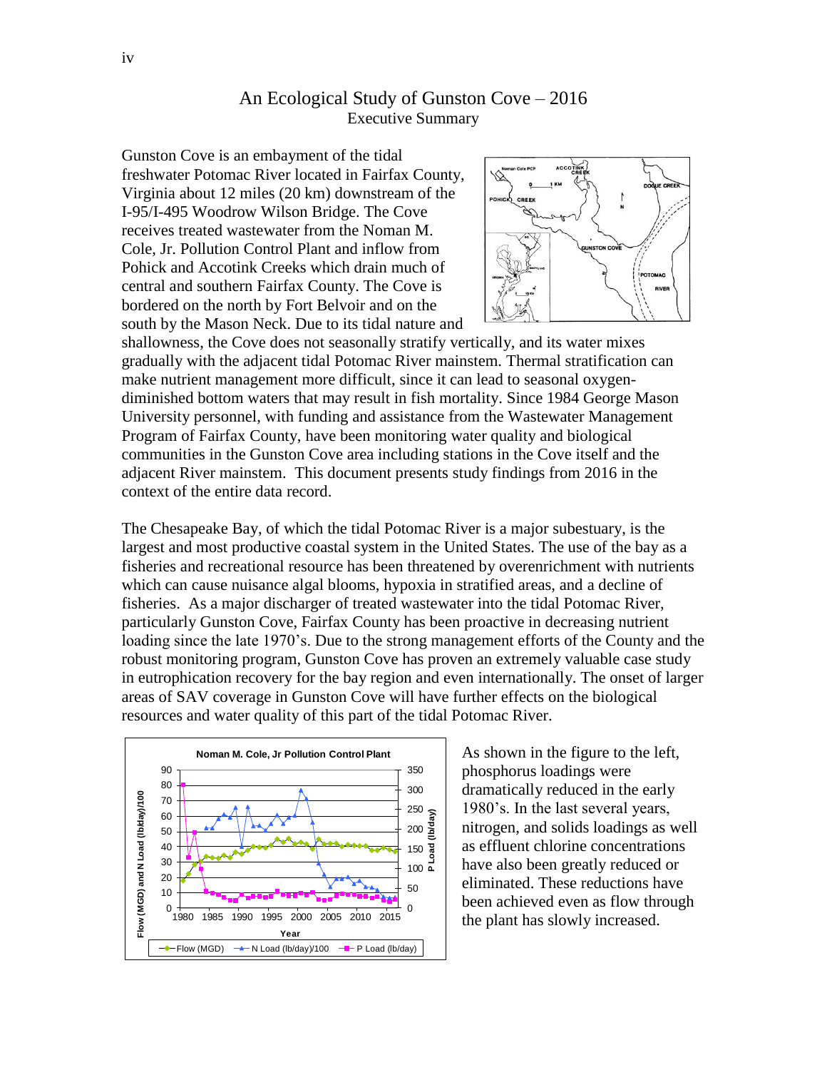# An Ecological Study of Gunston Cove – 2016

## Executive Summary

Gunston Cove is an embayment of the tidal freshwater Potomac River located in Fairfax County, Virginia about 12 miles (20 km) downstream of the I-95/I-495 Woodrow Wilson Bridge. The Cove receives treated wastewater from the Noman M. Cole, Jr. Pollution Control Plant and inflow from Pohick and Accotink Creeks which drain much of central and southern Fairfax County. The Cove is bordered on the north by Fort Belvoir and on the south by the Mason Neck. Due to its tidal nature and shallowness, the Cove does not seasonally stratify vertically, and its water mixes gradually with the adjacent tidal Potomac River mainstem. Thermal stratification can make nutrient management more difficult, since it can lead to seasonal oxygen-diminished bottom waters that may result in fish mortality. Since 1984 George Mason University personnel, with funding and assistance from the Wastewater Management Program of Fairfax County, have been monitoring water quality and biological communities in the Gunston Cove area including stations in the Cove itself and the adjacent River mainstem. This document presents study findings from 2016 in the context of the entire data record.

The Chesapeake Bay, of which the tidal Potomac River is a major subestuary, is the largest and most productive coastal system in the United States. The use of the bay as a fisheries and recreational resource has been threatened by overenrichment with nutrients which can cause nuisance algal blooms, hypoxia in stratified areas, and a decline of fisheries. As a major discharger of treated wastewater into the tidal Potomac River, particularly Gunston Cove, Fairfax County has been proactive in decreasing nutrient loading since the late 1970's. Due to the strong management efforts of the County and the robust monitoring program, Gunston Cove has proven an extremely valuable case study in eutrophication recovery for the bay region and even internationally. The onset of larger areas of SAV coverage in Gunston Cove will have further effects on the biological resources and water quality of this part of the tidal Potomac River.

As shown in the figure to the left, phosphorus loadings were dramatically reduced in the early 1980's. In the last several years, nitrogen, and solids loadings as well as effluent chlorine concentrations have also been greatly reduced or eliminated. These reductions have been achieved even as flow through the plant has slowly increased.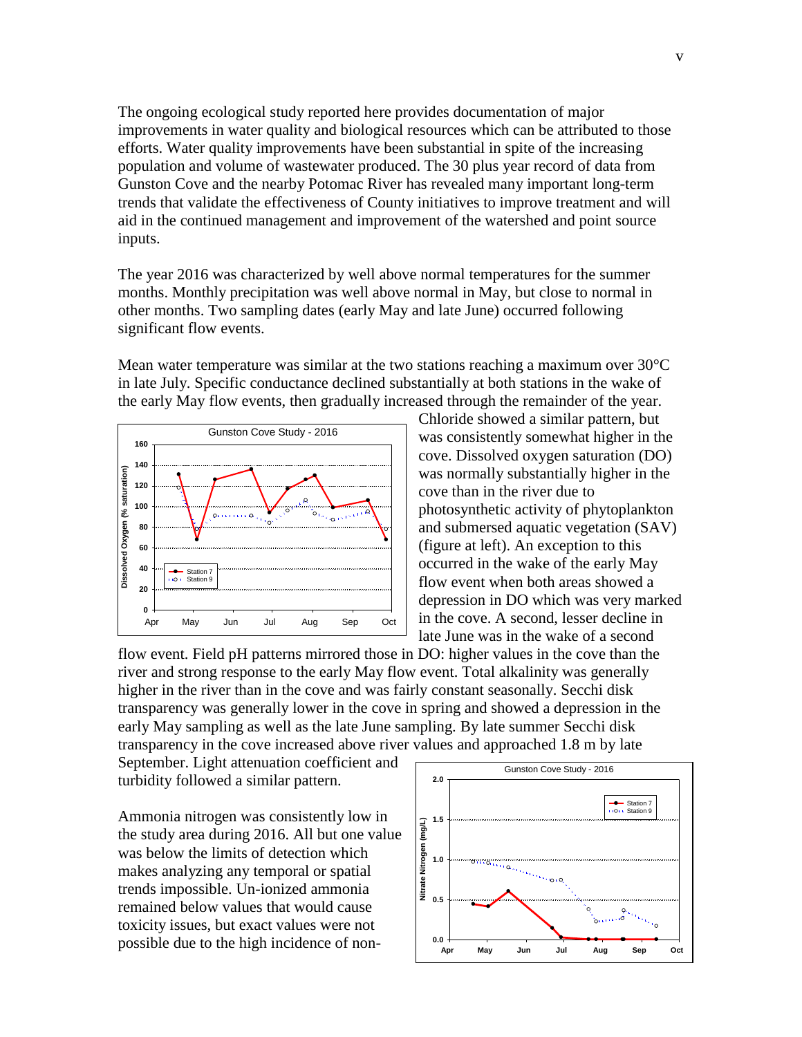The ongoing ecological study reported here provides documentation of major improvements in water quality and biological resources which can be attributed to those efforts. Water quality improvements have been substantial in spite of the increasing population and volume of wastewater produced. The 30 plus year record of data from Gunston Cove and the nearby Potomac River has revealed many important long-term trends that validate the effectiveness of County initiatives to improve treatment and will aid in the continued management and improvement of the watershed and point source inputs.

The year 2016 was characterized by well above normal temperatures for the summer months. Monthly precipitation was well above normal in May, but close to normal in other months. Two sampling dates (early May and late June) occurred following significant flow events.

Mean water temperature was similar at the two stations reaching a maximum over 30°C in late July. Specific conductance declined substantially at both stations in the wake of the early May flow events, then gradually increased through the remainder of the year. Chloride showed a similar pattern, but was consistently somewhat higher in the cove. Dissolved oxygen saturation (DO) was normally substantially higher in the cove than in the river due to photosynthetic activity of phytoplankton and submersed aquatic vegetation (SAV) (figure at left). An exception to this occurred in the wake of the early May flow event when both areas showed a depression in DO which was very marked in the cove. A second, lesser decline in late June was in the wake of a second flow event. Field pH patterns mirrored those in DO: higher values in the cove than the river and strong response to the early May flow event. Total alkalinity was generally higher in the river than in the cove and was fairly constant seasonally. Secchi disk transparency was generally lower in the cove in spring and showed a depression in the early May sampling as well as the late June sampling. By late summer Secchi disk transparency in the cove increased above river values and approached 1.8 m by late September. Light attenuation coefficient and turbidity followed a similar pattern.

Ammonia nitrogen was consistently low in the study area during 2016. All but one value was below the limits of detection which makes analyzing any temporal or spatial trends impossible. Un-ionized ammonia remained below values that would cause toxicity issues, but exact values were not possible due to the high incidence of non-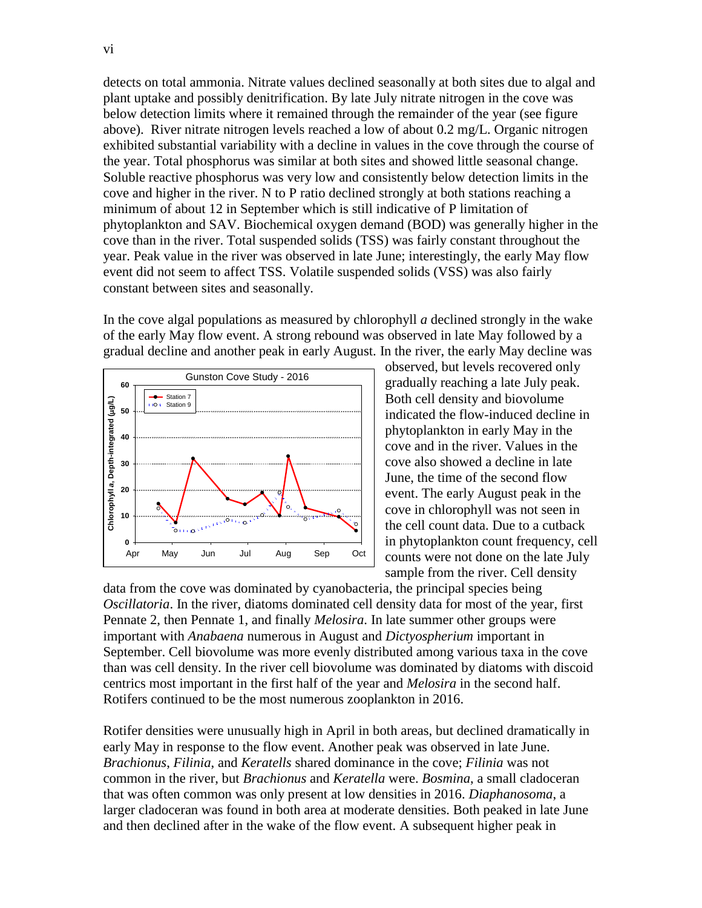detects on total ammonia. Nitrate values declined seasonally at both sites due to algal and plant uptake and possibly denitrification. By late July nitrate nitrogen in the cove was below detection limits where it remained through the remainder of the year (see figure above). River nitrate nitrogen levels reached a low of about 0.2 mg/L. Organic nitrogen exhibited substantial variability with a decline in values in the cove through the course of the year. Total phosphorus was similar at both sites and showed little seasonal change. Soluble reactive phosphorus was very low and consistently below detection limits in the cove and higher in the river. N to P ratio declined strongly at both stations reaching a minimum of about 12 in September which is still indicative of P limitation of phytoplankton and SAV. Biochemical oxygen demand (BOD) was generally higher in the cove than in the river. Total suspended solids (TSS) was fairly constant throughout the year. Peak value in the river was observed in late June; interestingly, the early May flow event did not seem to affect TSS. Volatile suspended solids (VSS) was also fairly constant between sites and seasonally.

In the cove algal populations as measured by chlorophyll *a* declined strongly in the wake of the early May flow event. A strong rebound was observed in late May followed by a gradual decline and another peak in early August. In the river, the early May decline was observed, but levels recovered only gradually reaching a late July peak. Both cell density and biovolume indicated the flow-induced decline in phytoplankton in early May in the cove and in the river. Values in the cove also showed a decline in late June, the time of the second flow event. The early August peak in the cove in chlorophyll was not seen in the cell count data. Due to a cutback in phytoplankton count frequency, cell counts were not done on the late July sample from the river. Cell density data from the cove was dominated by cyanobacteria, the principal species being *Oscillatoria*. In the river, diatoms dominated cell density data for most of the year, first Pennate 2, then Pennate 1, and finally *Melosira*. In late summer other groups were important with *Anabaena* numerous in August and *Dictyospherium* important in September. Cell biovolume was more evenly distributed among various taxa in the cove than was cell density. In the river cell biovolume was dominated by diatoms with discoid centrics most important in the first half of the year and *Melosira* in the second half. Rotifers continued to be the most numerous zooplankton in 2016.

Rotifer densities were unusually high in April in both areas, but declined dramatically in early May in response to the flow event. Another peak was observed in late June. *Brachionus*, *Filinia*, and *Keratells* shared dominance in the cove; *Filinia* was not common in the river, but *Brachionus* and *Keratella* were. *Bosmina*, a small cladoceran that was often common was only present at low densities in 2016. *Diaphanosoma*, a larger cladoceran was found in both area at moderate densities. Both peaked in late June and then declined after in the wake of the flow event. A subsequent higher peak in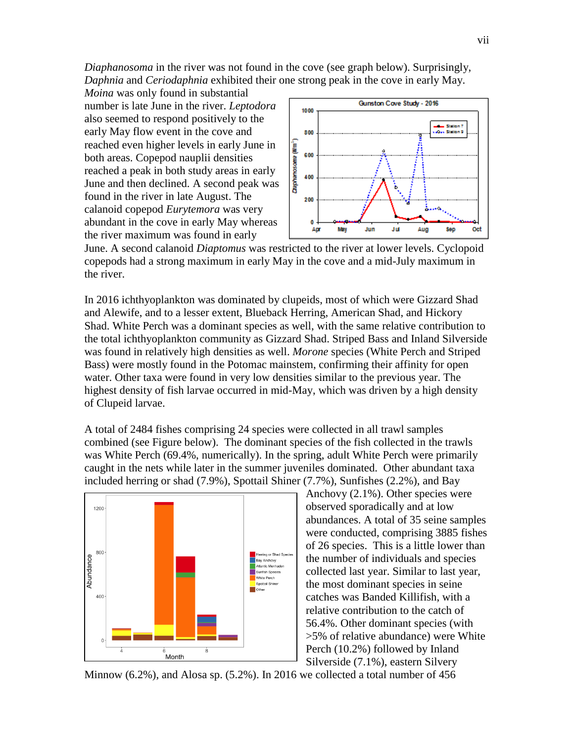*Diaphanosoma* in the river was not found in the cove (see graph below). Surprisingly, *Daphnia* and *Ceriodaphnia* exhibited their one strong peak in the cove in early May. *Moina* was only found in substantial number is late June in the river. *Leptodora* also seemed to respond positively to the early May flow event in the cove and reached even higher levels in early June in both areas. Copepod nauplii densities reached a peak in both study areas in early June and then declined. A second peak was found in the river in late August. The calanoid copepod *Eurytemora* was very abundant in the cove in early May whereas the river maximum was found in early June. A second calanoid *Diaptomus* was restricted to the river at lower levels. Cyclopoid copepods had a strong maximum in early May in the cove and a mid-July maximum in the river.

In 2016 ichthyoplankton was dominated by clupeids, most of which were Gizzard Shad and Alewife, and to a lesser extent, Blueback Herring, American Shad, and Hickory Shad. White Perch was a dominant species as well, with the same relative contribution to the total ichthyoplankton community as Gizzard Shad. Striped Bass and Inland Silverside was found in relatively high densities as well. *Morone* species (White Perch and Striped Bass) were mostly found in the Potomac mainstem, confirming their affinity for open water. Other taxa were found in very low densities similar to the previous year. The highest density of fish larvae occurred in mid-May, which was driven by a high density of Clupeid larvae.

A total of 2484 fishes comprising 24 species were collected in all trawl samples combined (see Figure below). The dominant species of the fish collected in the trawls was White Perch (69.4%, numerically). In the spring, adult White Perch were primarily caught in the nets while later in the summer juveniles dominated. Other abundant taxa included herring or shad (7.9%), Spottail Shiner (7.7%), Sunfishes (2.2%), and Bay Anchovy (2.1%). Other species were observed sporadically and at low abundances. A total of 35 seine samples were conducted, comprising 3885 fishes of 26 species. This is a little lower than the number of individuals and species collected last year. Similar to last year, the most dominant species in seine catches was Banded Killifish, with a relative contribution to the catch of 56.4%. Other dominant species (with >5% of relative abundance) were White Perch (10.2%) followed by Inland Silverside (7.1%), eastern Silvery Minnow (6.2%), and Alosa sp. (5.2%). In 2016 we collected a total number of 456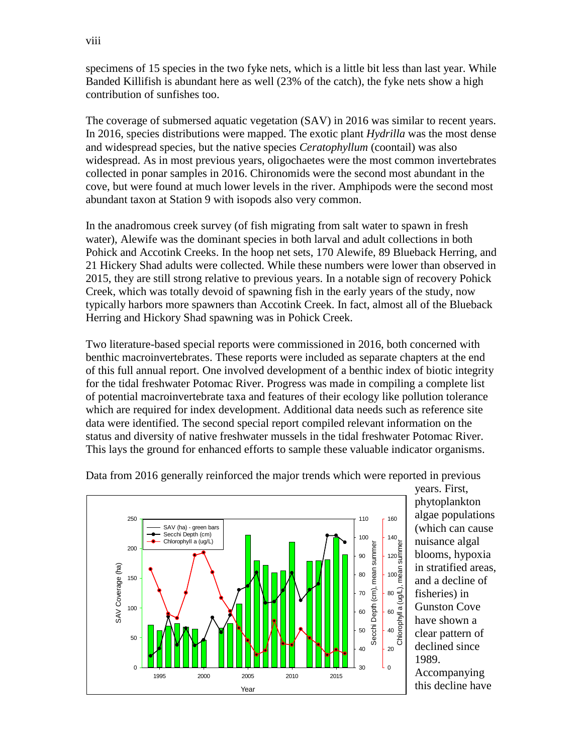specimens of 15 species in the two fyke nets, which is a little bit less than last year. While Banded Killifish is abundant here as well (23% of the catch), the fyke nets show a high contribution of sunfishes too.

The coverage of submersed aquatic vegetation (SAV) in 2016 was similar to recent years. In 2016, species distributions were mapped. The exotic plant *Hydrilla* was the most dense and widespread species, but the native species *Ceratophyllum* (coontail) was also widespread. As in most previous years, oligochaetes were the most common invertebrates collected in ponar samples in 2016. Chironomids were the second most abundant in the cove, but were found at much lower levels in the river. Amphipods were the second most abundant taxon at Station 9 with isopods also very common.

In the anadromous creek survey (of fish migrating from salt water to spawn in fresh water), Alewife was the dominant species in both larval and adult collections in both Pohick and Accotink Creeks. In the hoop net sets, 170 Alewife, 89 Blueback Herring, and 21 Hickery Shad adults were collected. While these numbers were lower than observed in 2015, they are still strong relative to previous years. In a notable sign of recovery Pohick Creek, which was totally devoid of spawning fish in the early years of the study, now typically harbors more spawners than Accotink Creek. In fact, almost all of the Blueback Herring and Hickory Shad spawning was in Pohick Creek.

Two literature-based special reports were commissioned in 2016, both concerned with benthic macroinvertebrates. These reports were included as separate chapters at the end of this full annual report. One involved development of a benthic index of biotic integrity for the tidal freshwater Potomac River. Progress was made in compiling a complete list of potential macroinvertebrate taxa and features of their ecology like pollution tolerance which are required for index development. Additional data needs such as reference site data were identified. The second special report compiled relevant information on the status and diversity of native freshwater mussels in the tidal freshwater Potomac River. This lays the ground for enhanced efforts to sample these valuable indicator organisms.

Data from 2016 generally reinforced the major trends which were reported in previous years. First, phytoplankton algae populations (which can cause nuisance algal blooms, hypoxia in stratified areas, and a decline of fisheries) in Gunston Cove have shown a clear pattern of declined since 1989. Accompanying this decline have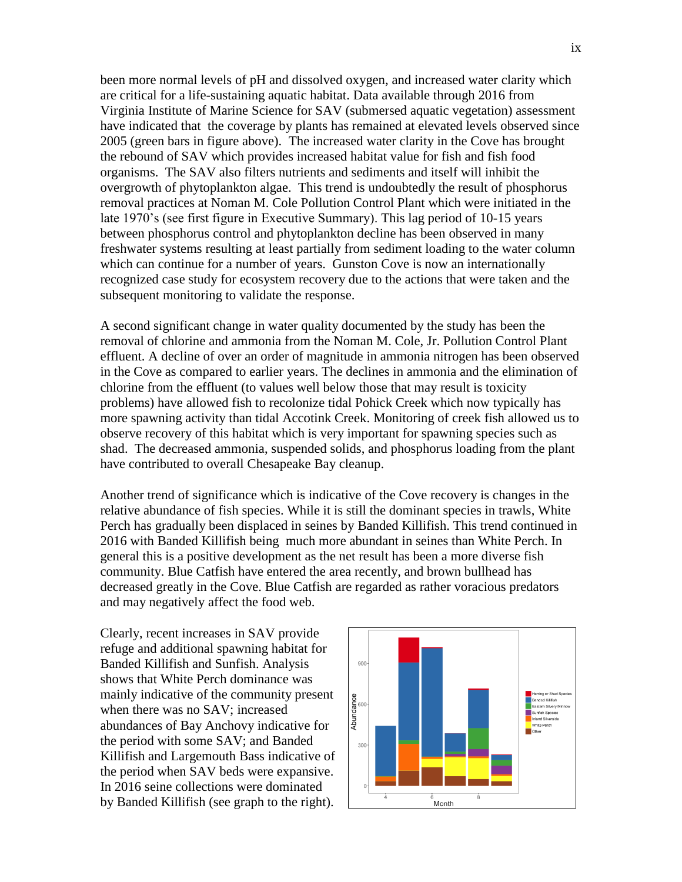been more normal levels of pH and dissolved oxygen, and increased water clarity which are critical for a life-sustaining aquatic habitat. Data available through 2016 from Virginia Institute of Marine Science for SAV (submersed aquatic vegetation) assessment have indicated that the coverage by plants has remained at elevated levels observed since 2005 (green bars in figure above). The increased water clarity in the Cove has brought the rebound of SAV which provides increased habitat value for fish and fish food organisms. The SAV also filters nutrients and sediments and itself will inhibit the overgrowth of phytoplankton algae. This trend is undoubtedly the result of phosphorus removal practices at Noman M. Cole Pollution Control Plant which were initiated in the late 1970's (see first figure in Executive Summary). This lag period of 10-15 years between phosphorus control and phytoplankton decline has been observed in many freshwater systems resulting at least partially from sediment loading to the water column which can continue for a number of years. Gunston Cove is now an internationally recognized case study for ecosystem recovery due to the actions that were taken and the subsequent monitoring to validate the response.

A second significant change in water quality documented by the study has been the removal of chlorine and ammonia from the Noman M. Cole, Jr. Pollution Control Plant effluent. A decline of over an order of magnitude in ammonia nitrogen has been observed in the Cove as compared to earlier years. The declines in ammonia and the elimination of chlorine from the effluent (to values well below those that may result is toxicity problems) have allowed fish to recolonize tidal Pohick Creek which now typically has more spawning activity than tidal Accotink Creek. Monitoring of creek fish allowed us to observe recovery of this habitat which is very important for spawning species such as shad. The decreased ammonia, suspended solids, and phosphorus loading from the plant have contributed to overall Chesapeake Bay cleanup.

Another trend of significance which is indicative of the Cove recovery is changes in the relative abundance of fish species. While it is still the dominant species in trawls, White Perch has gradually been displaced in seines by Banded Killifish. This trend continued in 2016 with Banded Killifish being much more abundant in seines than White Perch. In general this is a positive development as the net result has been a more diverse fish community. Blue Catfish have entered the area recently, and brown bullhead has decreased greatly in the Cove. Blue Catfish are regarded as rather voracious predators and may negatively affect the food web.

Clearly, recent increases in SAV provide refuge and additional spawning habitat for Banded Killifish and Sunfish. Analysis shows that White Perch dominance was mainly indicative of the community present when there was no SAV; increased abundances of Bay Anchovy indicative for the period with some SAV; and Banded Killifish and Largemouth Bass indicative of the period when SAV beds were expansive. In 2016 seine collections were dominated by Banded Killifish (see graph to the right).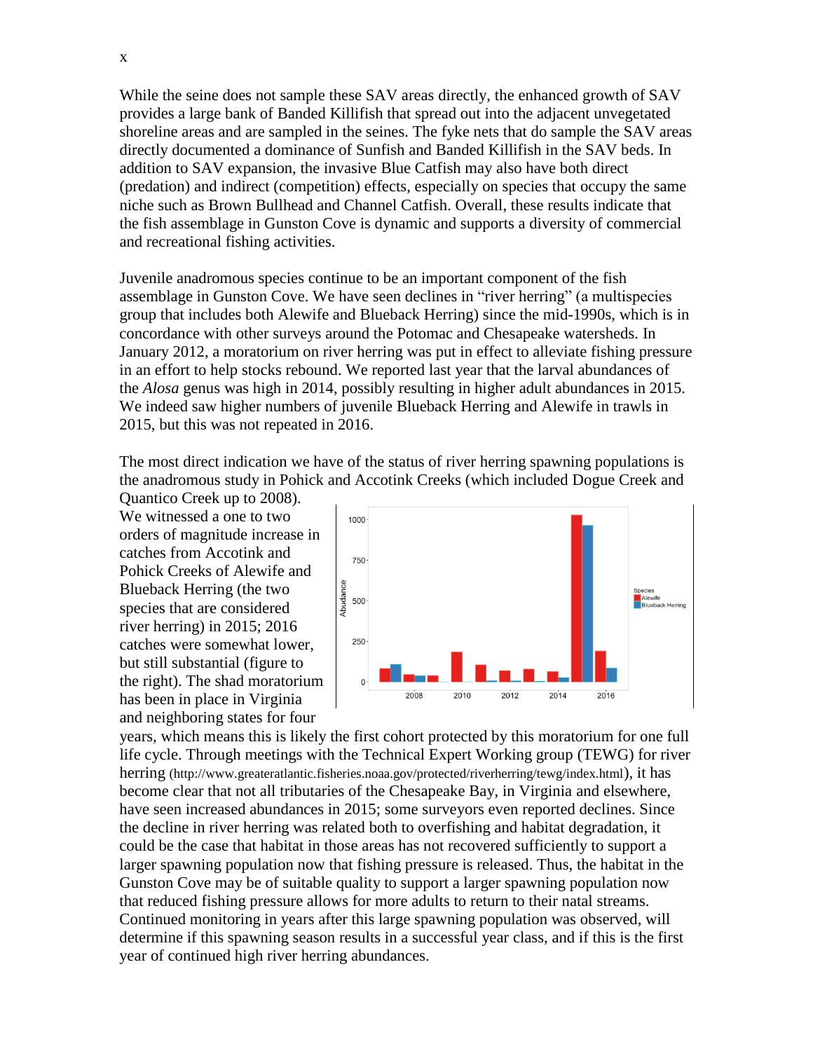x

While the seine does not sample these SAV areas directly, the enhanced growth of SAV provides a large bank of Banded Killifish that spread out into the adjacent unvegetated shoreline areas and are sampled in the seines. The fyke nets that do sample the SAV areas directly documented a dominance of Sunfish and Banded Killifish in the SAV beds. In addition to SAV expansion, the invasive Blue Catfish may also have both direct (predation) and indirect (competition) effects, especially on species that occupy the same niche such as Brown Bullhead and Channel Catfish. Overall, these results indicate that the fish assemblage in Gunston Cove is dynamic and supports a diversity of commercial and recreational fishing activities.

Juvenile anadromous species continue to be an important component of the fish assemblage in Gunston Cove. We have seen declines in "river herring" (a multispecies group that includes both Alewife and Blueback Herring) since the mid-1990s, which is in concordance with other surveys around the Potomac and Chesapeake watersheds. In January 2012, a moratorium on river herring was put in effect to alleviate fishing pressure in an effort to help stocks rebound. We reported last year that the larval abundances of the *Alosa* genus was high in 2014, possibly resulting in higher adult abundances in 2015. We indeed saw higher numbers of juvenile Blueback Herring and Alewife in trawls in 2015, but this was not repeated in 2016.

The most direct indication we have of the status of river herring spawning populations is the anadromous study in Pohick and Accotink Creeks (which included Dogue Creek and Quantico Creek up to 2008). We witnessed a one to two orders of magnitude increase in catches from Accotink and Pohick Creeks of Alewife and Blueback Herring (the two species that are considered river herring) in 2015; 2016 catches were somewhat lower, but still substantial (figure to the right). The shad moratorium has been in place in Virginia and neighboring states for four years, which means this is likely the first cohort protected by this moratorium for one full life cycle. Through meetings with the Technical Expert Working group (TEWG) for river herring (http://www.greateratlantic.fisheries.noaa.gov/protected/riverherring/tewg/index.html), it has become clear that not all tributaries of the Chesapeake Bay, in Virginia and elsewhere, have seen increased abundances in 2015; some surveyors even reported declines. Since the decline in river herring was related both to overfishing and habitat degradation, it could be the case that habitat in those areas has not recovered sufficiently to support a larger spawning population now that fishing pressure is released. Thus, the habitat in the Gunston Cove may be of suitable quality to support a larger spawning population now that reduced fishing pressure allows for more adults to return to their natal streams. Continued monitoring in years after this large spawning population was observed, will determine if this spawning season results in a successful year class, and if this is the first year of continued high river herring abundances.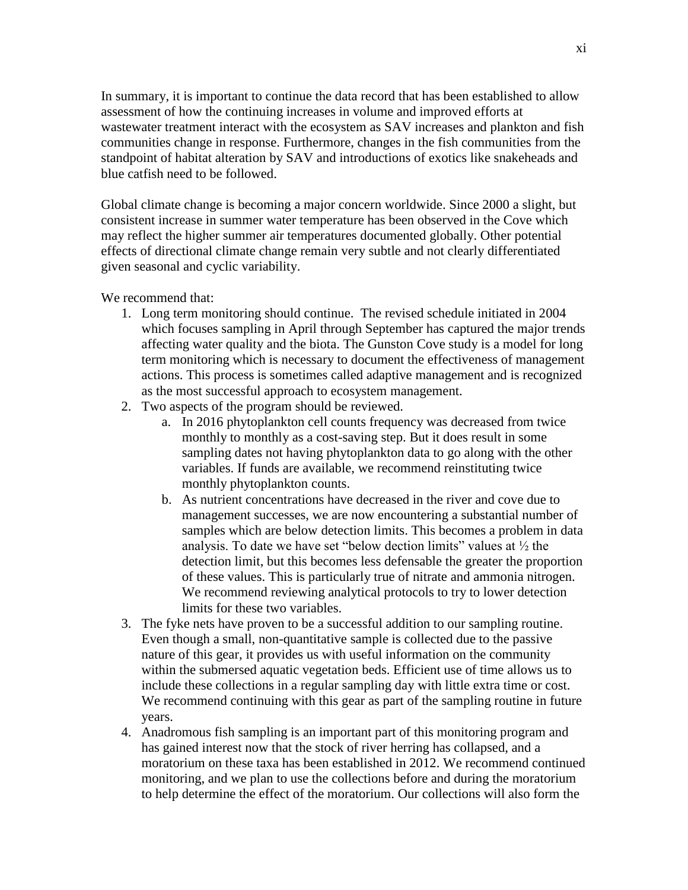In summary, it is important to continue the data record that has been established to allow assessment of how the continuing increases in volume and improved efforts at wastewater treatment interact with the ecosystem as SAV increases and plankton and fish communities change in response. Furthermore, changes in the fish communities from the standpoint of habitat alteration by SAV and introductions of exotics like snakeheads and blue catfish need to be followed.

Global climate change is becoming a major concern worldwide. Since 2000 a slight, but consistent increase in summer water temperature has been observed in the Cove which may reflect the higher summer air temperatures documented globally. Other potential effects of directional climate change remain very subtle and not clearly differentiated given seasonal and cyclic variability.

We recommend that:

1. Long term monitoring should continue. The revised schedule initiated in 2004 which focuses sampling in April through September has captured the major trends affecting water quality and the biota. The Gunston Cove study is a model for long term monitoring which is necessary to document the effectiveness of management actions. This process is sometimes called adaptive management and is recognized as the most successful approach to ecosystem management.
2. Two aspects of the program should be reviewed.
    a. In 2016 phytoplankton cell counts frequency was decreased from twice monthly to monthly as a cost-saving step. But it does result in some sampling dates not having phytoplankton data to go along with the other variables. If funds are available, we recommend reinstituting twice monthly phytoplankton counts.
    b. As nutrient concentrations have decreased in the river and cove due to management successes, we are now encountering a substantial number of samples which are below detection limits. This becomes a problem in data analysis. To date we have set "below dection limits" values at ½ the detection limit, but this becomes less defensable the greater the proportion of these values. This is particularly true of nitrate and ammonia nitrogen. We recommend reviewing analytical protocols to try to lower detection limits for these two variables.
3. The fyke nets have proven to be a successful addition to our sampling routine. Even though a small, non-quantitative sample is collected due to the passive nature of this gear, it provides us with useful information on the community within the submersed aquatic vegetation beds. Efficient use of time allows us to include these collections in a regular sampling day with little extra time or cost. We recommend continuing with this gear as part of the sampling routine in future years.
4. Anadromous fish sampling is an important part of this monitoring program and has gained interest now that the stock of river herring has collapsed, and a moratorium on these taxa has been established in 2012. We recommend continued monitoring, and we plan to use the collections before and during the moratorium to help determine the effect of the moratorium. Our collections will also form the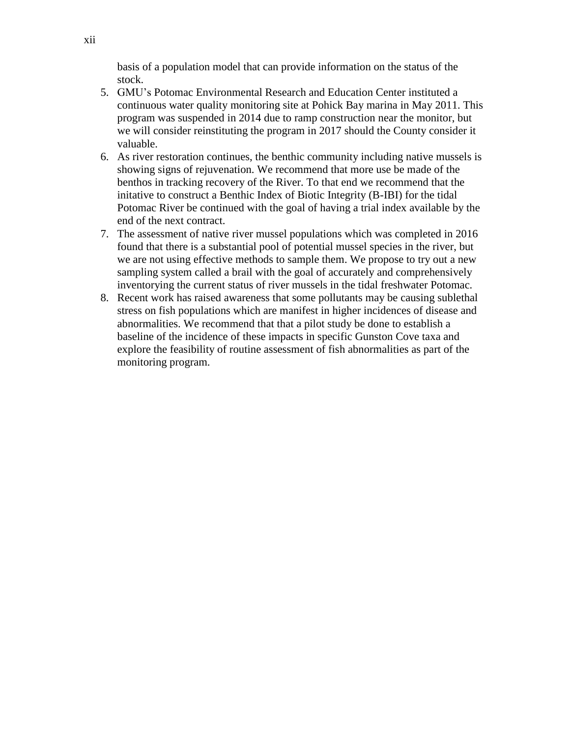basis of a population model that can provide information on the status of the stock.

5. GMU's Potomac Environmental Research and Education Center instituted a continuous water quality monitoring site at Pohick Bay marina in May 2011. This program was suspended in 2014 due to ramp construction near the monitor, but we will consider reinstituting the program in 2017 should the County consider it valuable.
6. As river restoration continues, the benthic community including native mussels is showing signs of rejuvenation. We recommend that more use be made of the benthos in tracking recovery of the River. To that end we recommend that the initative to construct a Benthic Index of Biotic Integrity (B-IBI) for the tidal Potomac River be continued with the goal of having a trial index available by the end of the next contract.
7. The assessment of native river mussel populations which was completed in 2016 found that there is a substantial pool of potential mussel species in the river, but we are not using effective methods to sample them. We propose to try out a new sampling system called a brail with the goal of accurately and comprehensively inventorying the current status of river mussels in the tidal freshwater Potomac.
8. Recent work has raised awareness that some pollutants may be causing sublethal stress on fish populations which are manifest in higher incidences of disease and abnormalities. We recommend that that a pilot study be done to establish a baseline of the incidence of these impacts in specific Gunston Cove taxa and explore the feasibility of routine assessment of fish abnormalities as part of the monitoring program.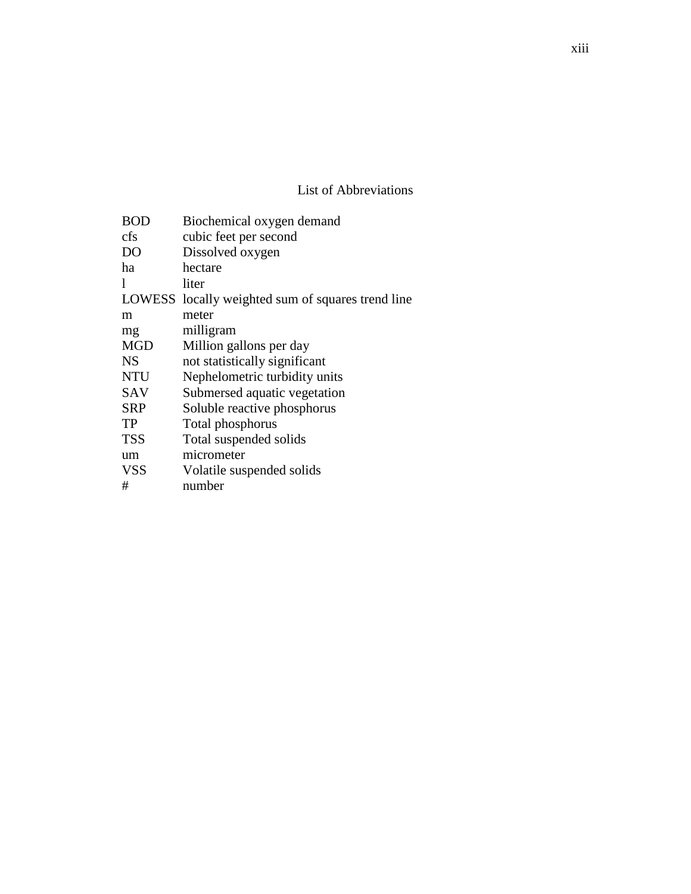# List of Abbreviations

| | |
|---|---|
| BOD | Biochemical oxygen demand |
| cfs | cubic feet per second |
| DO | Dissolved oxygen |
| ha | hectare |
| l | liter |
| LOWESS | locally weighted sum of squares trend line |
| m | meter |
| mg | milligram |
| MGD | Million gallons per day |
| NS | not statistically significant |
| NTU | Nephelometric turbidity units |
| SAV | Submersed aquatic vegetation |
| SRP | Soluble reactive phosphorus |
| TP | Total phosphorus |
| TSS | Total suspended solids |
| um | micrometer |
| VSS | Volatile suspended solids |
| # | number |